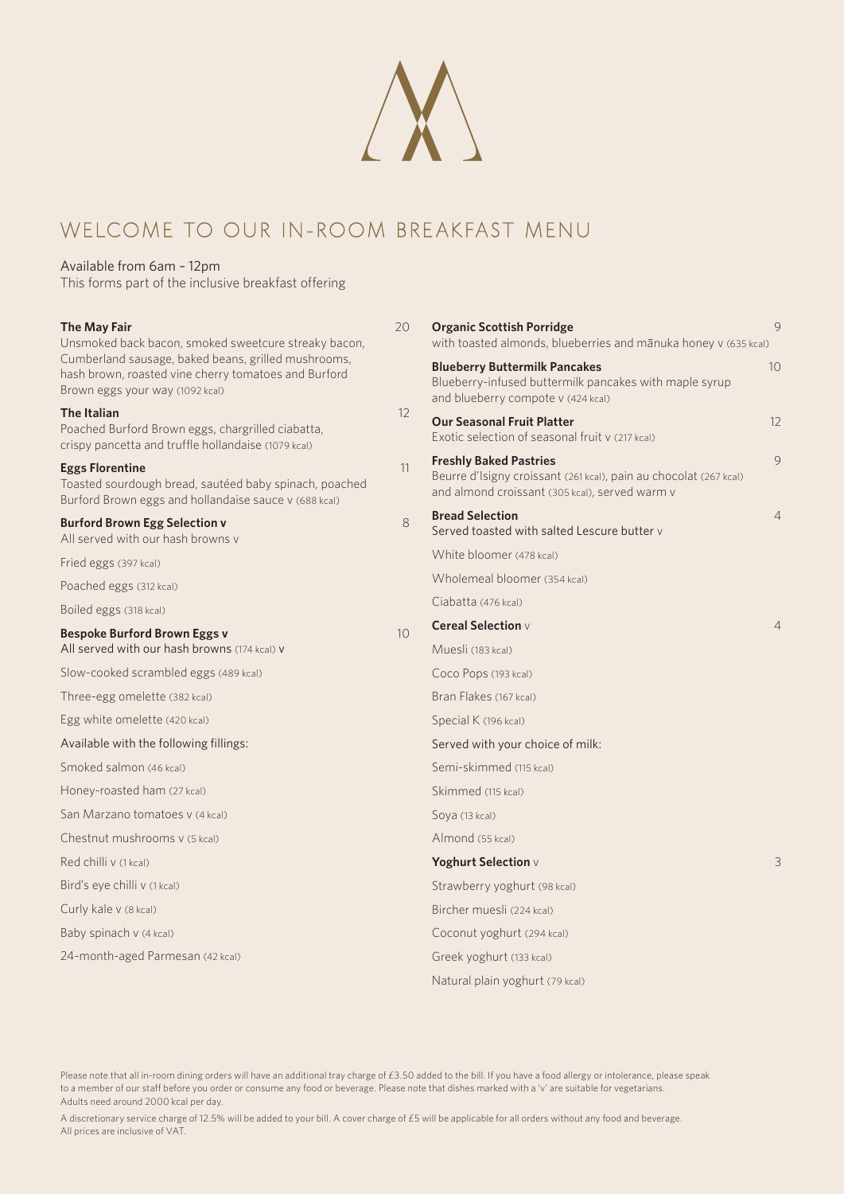# WELCOME TO OUR IN-ROOM BREAKFAST MENU

Available from 6am – 12pm
This forms part of the inclusive breakfast offering

**The May Fair** 20
Unsmoked back bacon, smoked sweetcure streaky bacon, Cumberland sausage, baked beans, grilled mushrooms, hash brown, roasted vine cherry tomatoes and Burford Brown eggs your way (1092 kcal)

**The Italian** 12
Poached Burford Brown eggs, chargrilled ciabatta, crispy pancetta and truffle hollandaise (1079 kcal)

**Eggs Florentine** 11
Toasted sourdough bread, sautéed baby spinach, poached Burford Brown eggs and hollandaise sauce v (688 kcal)

**Burford Brown Egg Selection v** 8
All served with our hash browns v

Fried eggs (397 kcal)

Poached eggs (312 kcal)

Boiled eggs (318 kcal)

**Bespoke Burford Brown Eggs v** 10
All served with our hash browns (174 kcal) v

Slow-cooked scrambled eggs (489 kcal)

Three-egg omelette (382 kcal)

Egg white omelette (420 kcal)

Available with the following fillings:

Smoked salmon (46 kcal)

Honey-roasted ham (27 kcal)

San Marzano tomatoes v (4 kcal)

Chestnut mushrooms v (5 kcal)

Red chilli v (1 kcal)

Bird's eye chilli v (1 kcal)

Curly kale v (8 kcal)

Baby spinach v (4 kcal)

24-month-aged Parmesan (42 kcal)

**Organic Scottish Porridge** 9
with toasted almonds, blueberries and mānuka honey v (635 kcal)

**Blueberry Buttermilk Pancakes** 10
Blueberry-infused buttermilk pancakes with maple syrup and blueberry compote v (424 kcal)

**Our Seasonal Fruit Platter** 12
Exotic selection of seasonal fruit v (217 kcal)

**Freshly Baked Pastries** 9
Beurre d'Isigny croissant (261 kcal), pain au chocolat (267 kcal) and almond croissant (305 kcal), served warm v

**Bread Selection** 4
Served toasted with salted Lescure butter v

White bloomer (478 kcal)

Wholemeal bloomer (354 kcal)

Ciabatta (476 kcal)

**Cereal Selection** v 4

Muesli (183 kcal)

Coco Pops (193 kcal)

Bran Flakes (167 kcal)

Special K (196 kcal)

Served with your choice of milk:

Semi-skimmed (115 kcal)

Skimmed (115 kcal)

Soya (13 kcal)

Almond (55 kcal)

**Yoghurt Selection** v 3

Strawberry yoghurt (98 kcal)

Bircher muesli (224 kcal)

Coconut yoghurt (294 kcal)

Greek yoghurt (133 kcal)

Natural plain yoghurt (79 kcal)

Please note that all in-room dining orders will have an additional tray charge of £3.50 added to the bill. If you have a food allergy or intolerance, please speak to a member of our staff before you order or consume any food or beverage. Please note that dishes marked with a 'v' are suitable for vegetarians. Adults need around 2000 kcal per day.

A discretionary service charge of 12.5% will be added to your bill. A cover charge of £5 will be applicable for all orders without any food and beverage. All prices are inclusive of VAT.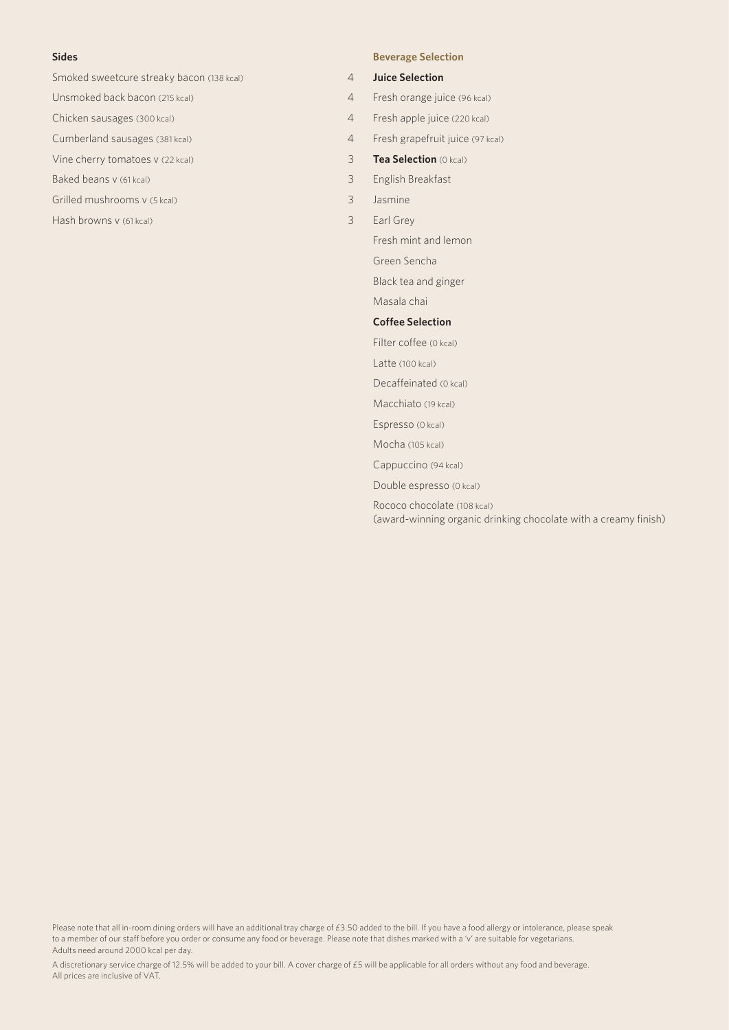## Sides

| | |
|---|---|
| Smoked sweetcure streaky bacon (138 kcal) | 4 |
| Unsmoked back bacon (215 kcal) | 4 |
| Chicken sausages (300 kcal) | 4 |
| Cumberland sausages (381 kcal) | 4 |
| Vine cherry tomatoes v (22 kcal) | 3 |
| Baked beans v (61 kcal) | 3 |
| Grilled mushrooms v (5 kcal) | 3 |
| Hash browns v (61 kcal) | 3 |

## Beverage Selection

**Juice Selection**

Fresh orange juice (96 kcal)

Fresh apple juice (220 kcal)

Fresh grapefruit juice (97 kcal)

**Tea Selection** (0 kcal)

English Breakfast

Jasmine

Earl Grey

Fresh mint and lemon

Green Sencha

Black tea and ginger

Masala chai

**Coffee Selection**

Filter coffee (0 kcal)

Latte (100 kcal)

Decaffeinated (0 kcal)

Macchiato (19 kcal)

Espresso (0 kcal)

Mocha (105 kcal)

Cappuccino (94 kcal)

Double espresso (0 kcal)

Rococo chocolate (108 kcal)
(award-winning organic drinking chocolate with a creamy finish)

Please note that all in-room dining orders will have an additional tray charge of £3.50 added to the bill. If you have a food allergy or intolerance, please speak to a member of our staff before you order or consume any food or beverage. Please note that dishes marked with a 'v' are suitable for vegetarians.
Adults need around 2000 kcal per day.

A discretionary service charge of 12.5% will be added to your bill. A cover charge of £5 will be applicable for all orders without any food and beverage.
All prices are inclusive of VAT.